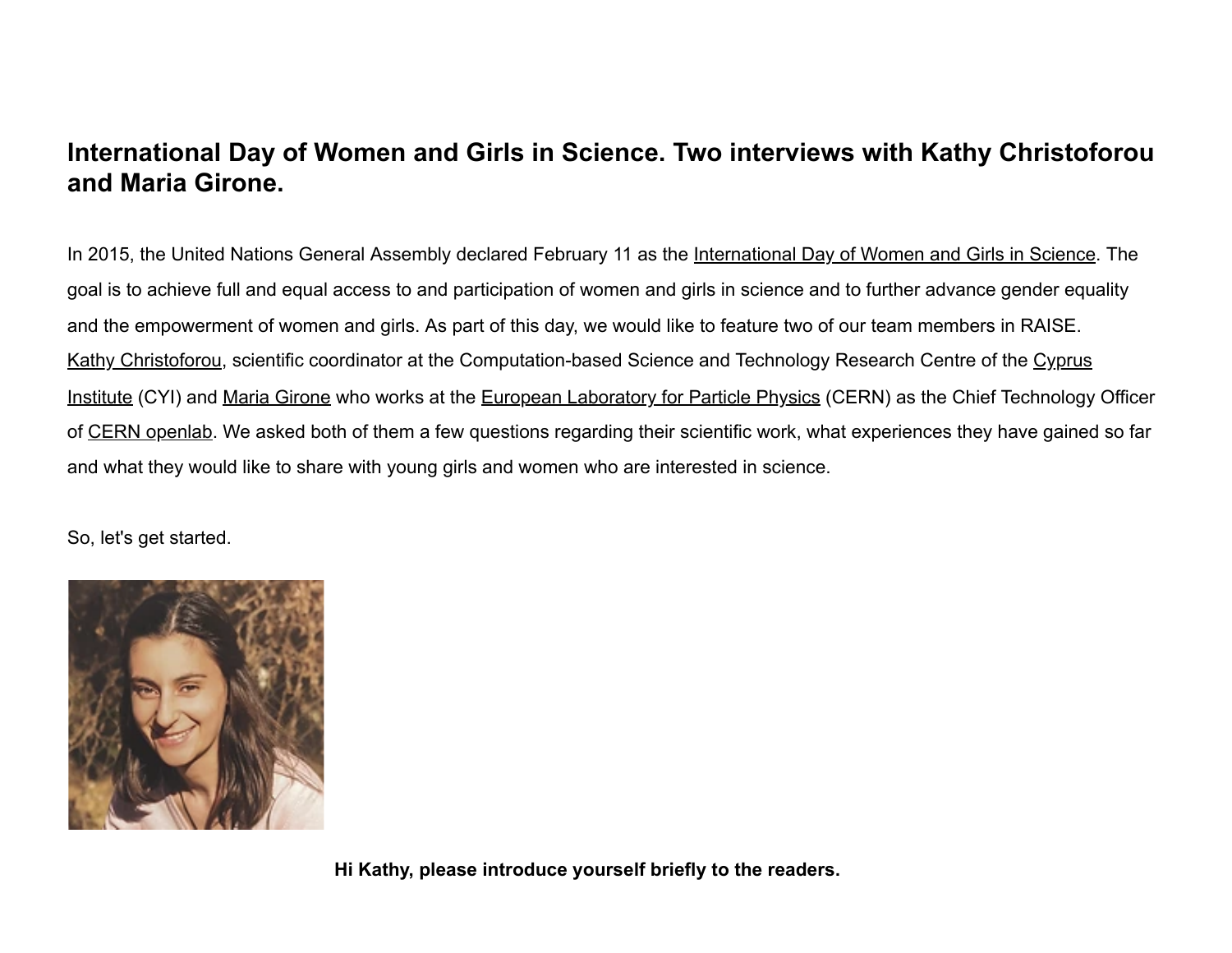# International Day of Women and Girls in Science. Two interviews with Kathy Christoforou and Maria Girone.

In 2015, the United Nations General Assembly declared February 11 as the International Day of Women and Girls in Science. The goal is to achieve full and equal access to and participation of women and girls in science and to further advance gender equality and the empowerment of women and girls. As part of this day, we would like to feature two of our team members in RAISE. Kathy Christoforou, scientific coordinator at the Computation-based Science and Technology Research Centre of the Cyprus Institute (CYI) and Maria Girone who works at the European Laboratory for Particle Physics (CERN) as the Chief Technology Officer of CERN openlab. We asked both of them a few questions regarding their scientific work, what experiences they have gained so far and what they would like to share with young girls and women who are interested in science.

So, let's get started.

**Hi Kathy, please introduce yourself briefly to the readers.**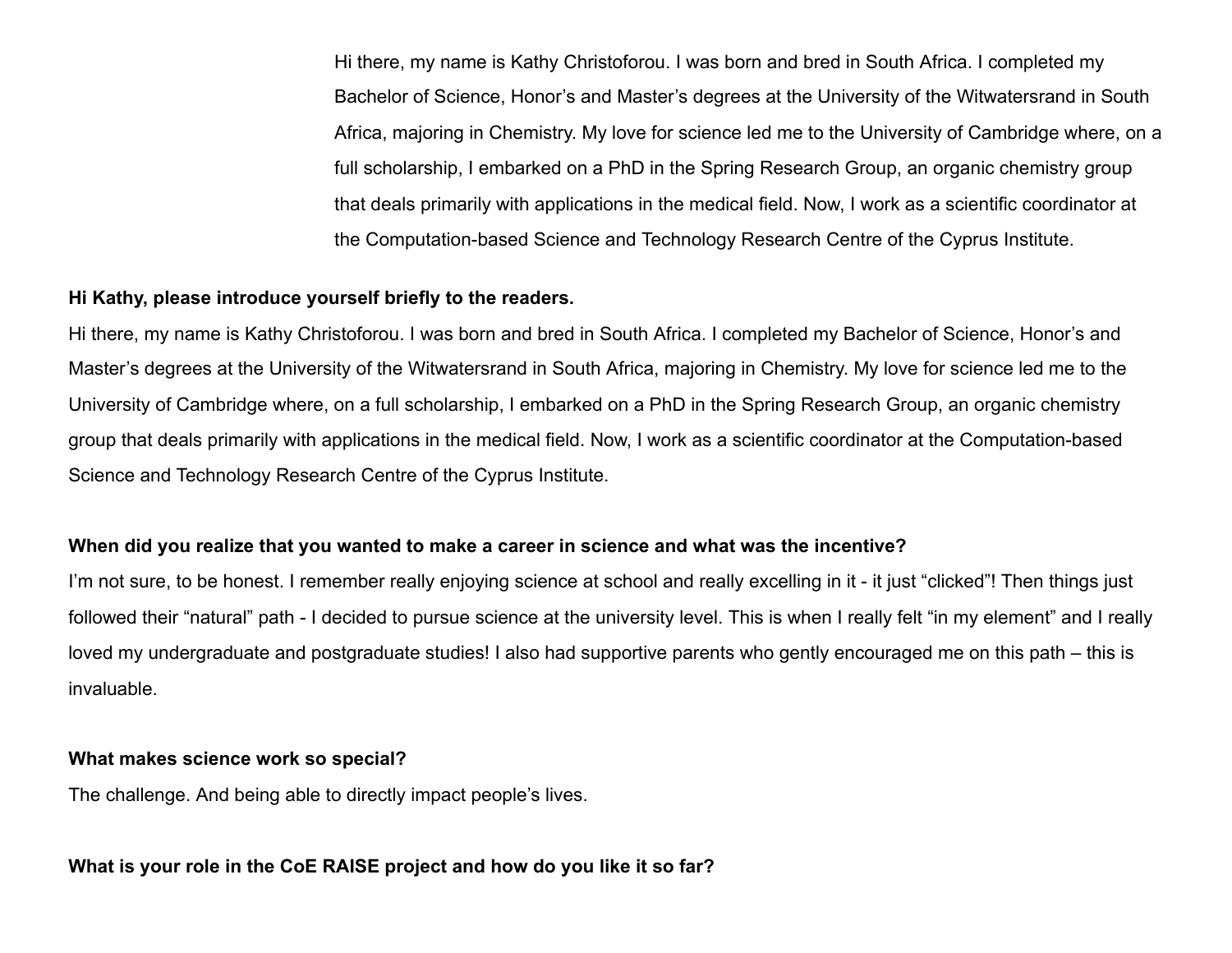Hi there, my name is Kathy Christoforou. I was born and bred in South Africa. I completed my Bachelor of Science, Honor's and Master's degrees at the University of the Witwatersrand in South Africa, majoring in Chemistry. My love for science led me to the University of Cambridge where, on a full scholarship, I embarked on a PhD in the Spring Research Group, an organic chemistry group that deals primarily with applications in the medical field. Now, I work as a scientific coordinator at the Computation-based Science and Technology Research Centre of the Cyprus Institute.

**Hi Kathy, please introduce yourself briefly to the readers.**

Hi there, my name is Kathy Christoforou. I was born and bred in South Africa. I completed my Bachelor of Science, Honor's and Master's degrees at the University of the Witwatersrand in South Africa, majoring in Chemistry. My love for science led me to the University of Cambridge where, on a full scholarship, I embarked on a PhD in the Spring Research Group, an organic chemistry group that deals primarily with applications in the medical field. Now, I work as a scientific coordinator at the Computation-based Science and Technology Research Centre of the Cyprus Institute.

**When did you realize that you wanted to make a career in science and what was the incentive?**

I'm not sure, to be honest. I remember really enjoying science at school and really excelling in it - it just "clicked"! Then things just followed their "natural" path - I decided to pursue science at the university level. This is when I really felt "in my element" and I really loved my undergraduate and postgraduate studies! I also had supportive parents who gently encouraged me on this path – this is invaluable.

**What makes science work so special?**

The challenge. And being able to directly impact people's lives.

**What is your role in the CoE RAISE project and how do you like it so far?**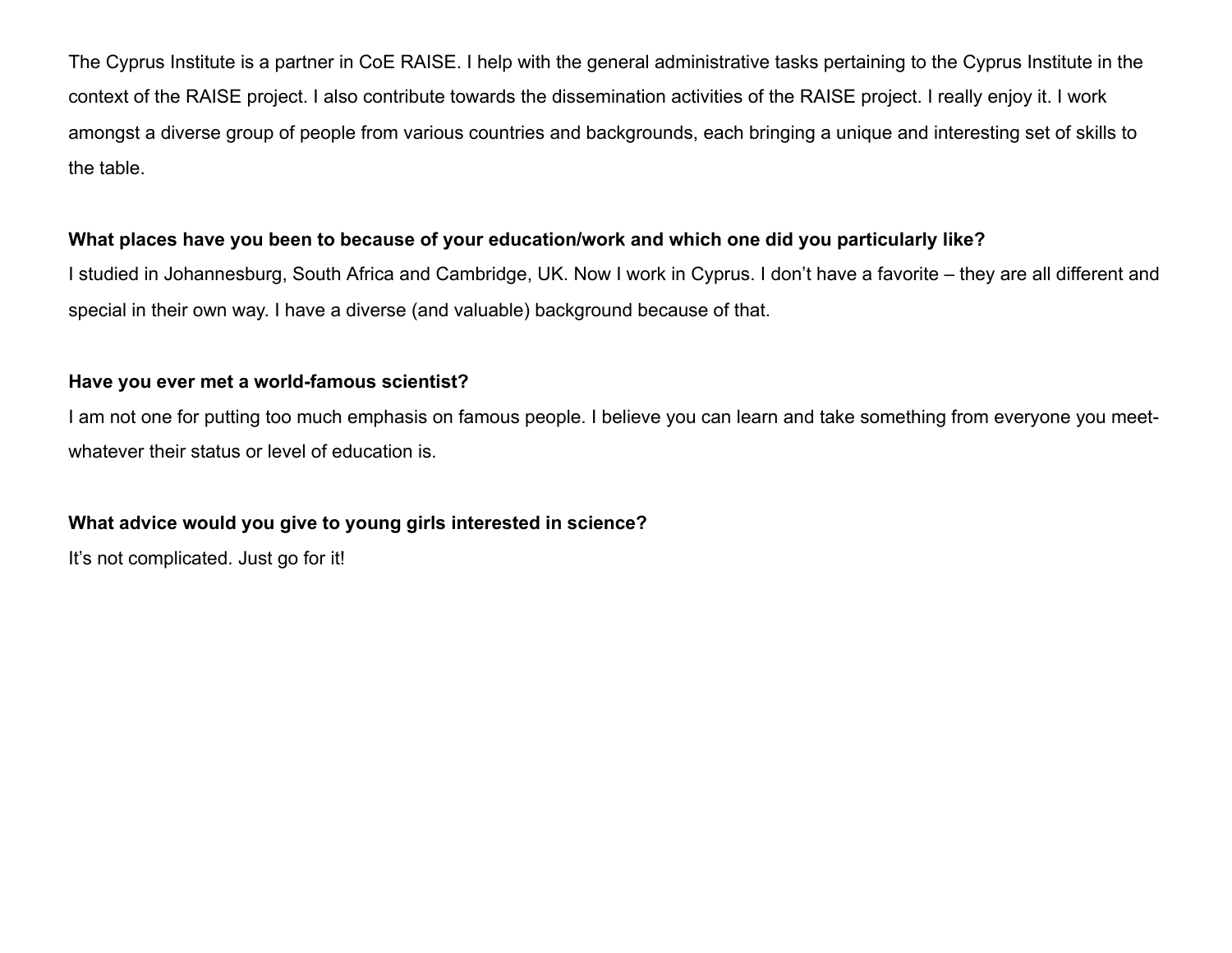The Cyprus Institute is a partner in CoE RAISE. I help with the general administrative tasks pertaining to the Cyprus Institute in the context of the RAISE project. I also contribute towards the dissemination activities of the RAISE project. I really enjoy it. I work amongst a diverse group of people from various countries and backgrounds, each bringing a unique and interesting set of skills to the table.

**What places have you been to because of your education/work and which one did you particularly like?**

I studied in Johannesburg, South Africa and Cambridge, UK. Now I work in Cyprus. I don't have a favorite – they are all different and special in their own way. I have a diverse (and valuable) background because of that.

**Have you ever met a world-famous scientist?**

I am not one for putting too much emphasis on famous people. I believe you can learn and take something from everyone you meet- whatever their status or level of education is.

**What advice would you give to young girls interested in science?**

It's not complicated. Just go for it!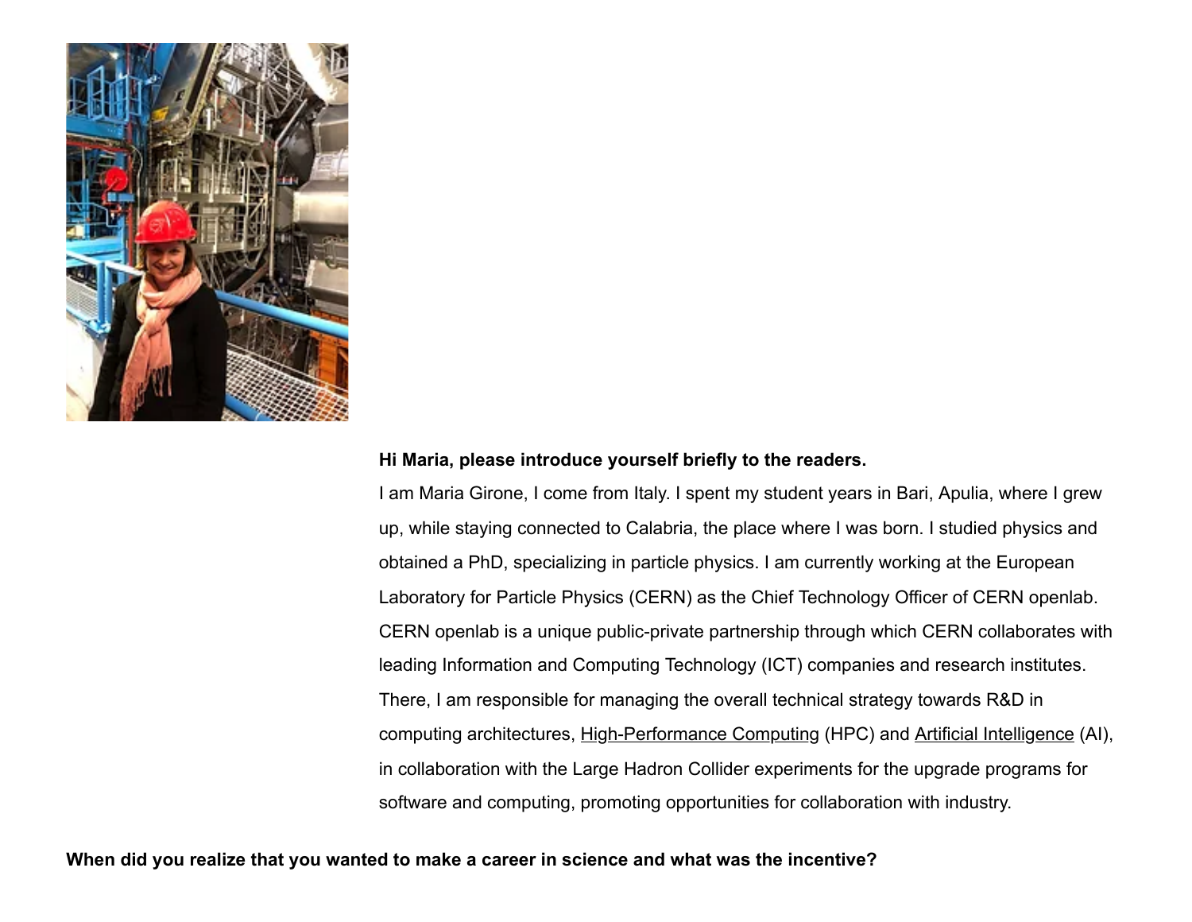**Hi Maria, please introduce yourself briefly to the readers.**

I am Maria Girone, I come from Italy. I spent my student years in Bari, Apulia, where I grew up, while staying connected to Calabria, the place where I was born. I studied physics and obtained a PhD, specializing in particle physics. I am currently working at the European Laboratory for Particle Physics (CERN) as the Chief Technology Officer of CERN openlab. CERN openlab is a unique public-private partnership through which CERN collaborates with leading Information and Computing Technology (ICT) companies and research institutes. There, I am responsible for managing the overall technical strategy towards R&D in computing architectures, High-Performance Computing (HPC) and Artificial Intelligence (AI), in collaboration with the Large Hadron Collider experiments for the upgrade programs for software and computing, promoting opportunities for collaboration with industry.

**When did you realize that you wanted to make a career in science and what was the incentive?**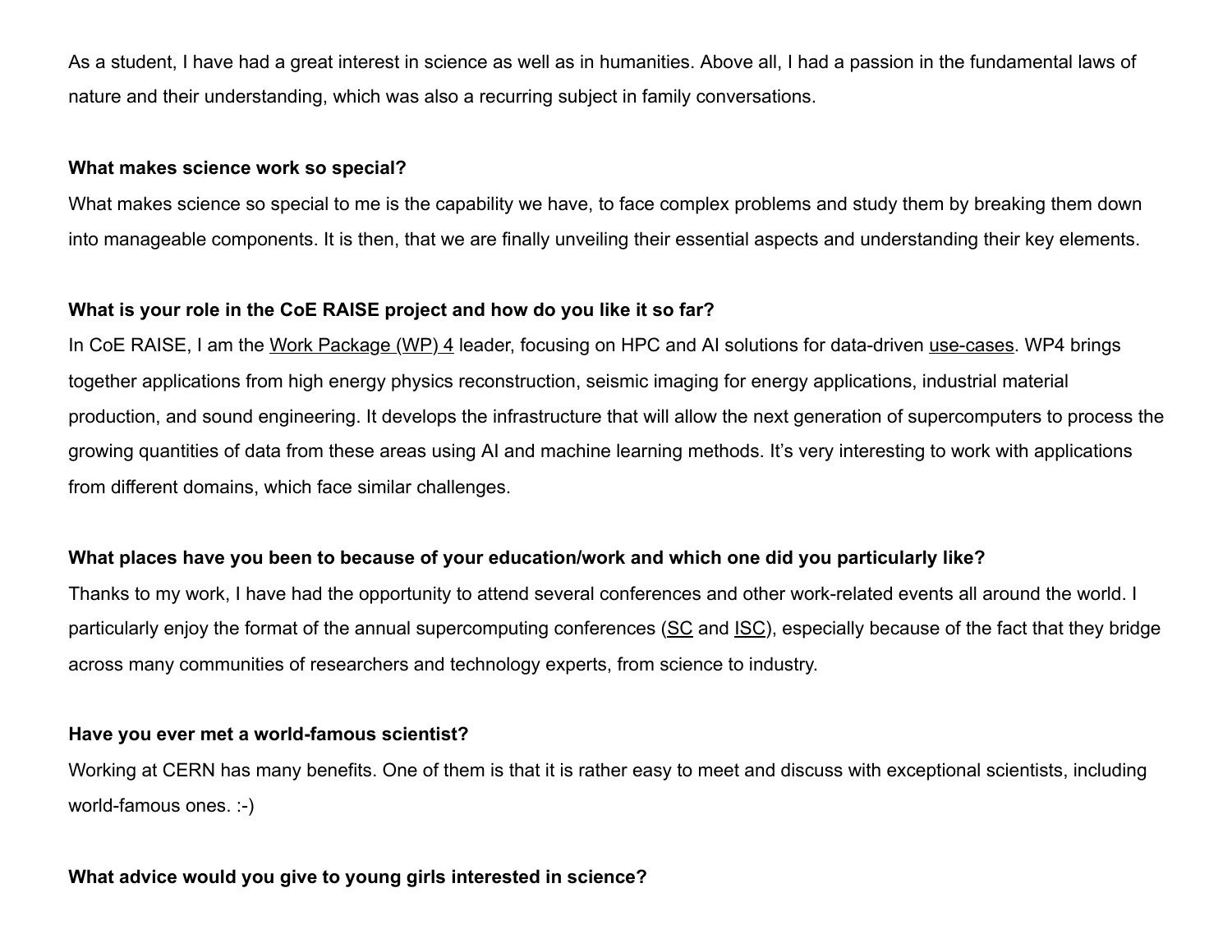As a student, I have had a great interest in science as well as in humanities. Above all, I had a passion in the fundamental laws of nature and their understanding, which was also a recurring subject in family conversations.

**What makes science work so special?**

What makes science so special to me is the capability we have, to face complex problems and study them by breaking them down into manageable components. It is then, that we are finally unveiling their essential aspects and understanding their key elements.

**What is your role in the CoE RAISE project and how do you like it so far?**

In CoE RAISE, I am the Work Package (WP) 4 leader, focusing on HPC and AI solutions for data-driven use-cases. WP4 brings together applications from high energy physics reconstruction, seismic imaging for energy applications, industrial material production, and sound engineering. It develops the infrastructure that will allow the next generation of supercomputers to process the growing quantities of data from these areas using AI and machine learning methods. It's very interesting to work with applications from different domains, which face similar challenges.

**What places have you been to because of your education/work and which one did you particularly like?**

Thanks to my work, I have had the opportunity to attend several conferences and other work-related events all around the world. I particularly enjoy the format of the annual supercomputing conferences (SC and ISC), especially because of the fact that they bridge across many communities of researchers and technology experts, from science to industry.

**Have you ever met a world-famous scientist?**

Working at CERN has many benefits. One of them is that it is rather easy to meet and discuss with exceptional scientists, including world-famous ones. :-)

**What advice would you give to young girls interested in science?**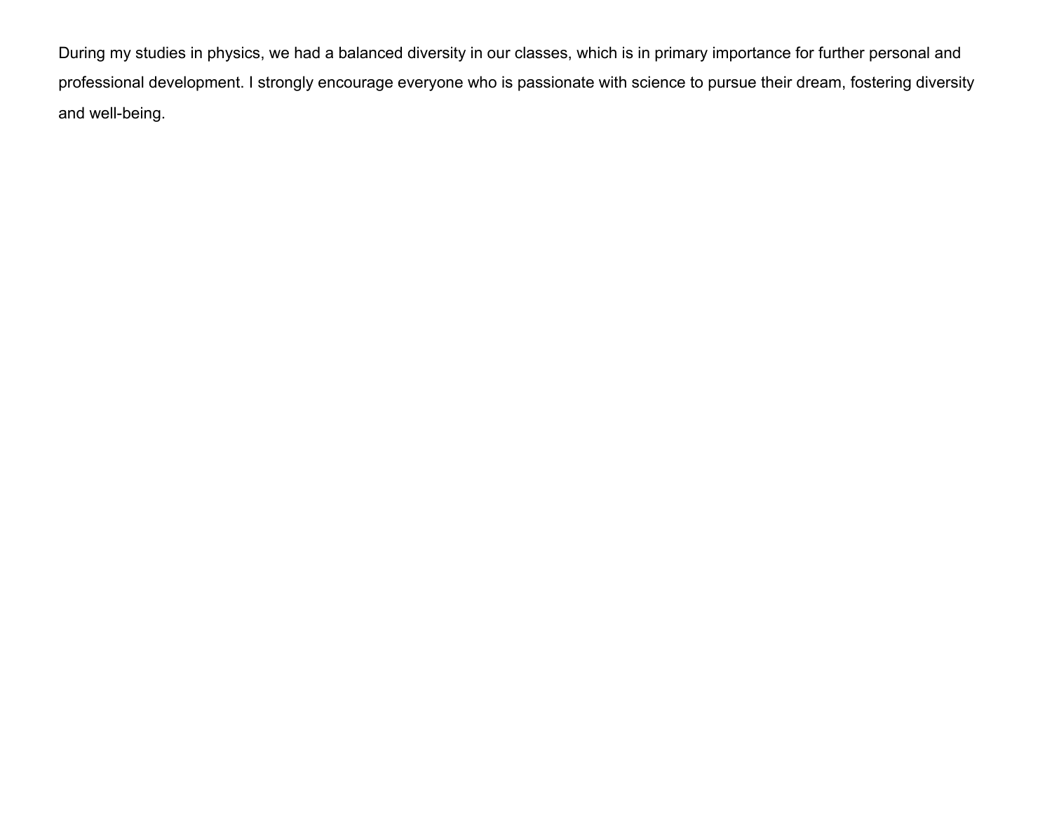During my studies in physics, we had a balanced diversity in our classes, which is in primary importance for further personal and professional development. I strongly encourage everyone who is passionate with science to pursue their dream, fostering diversity and well-being.